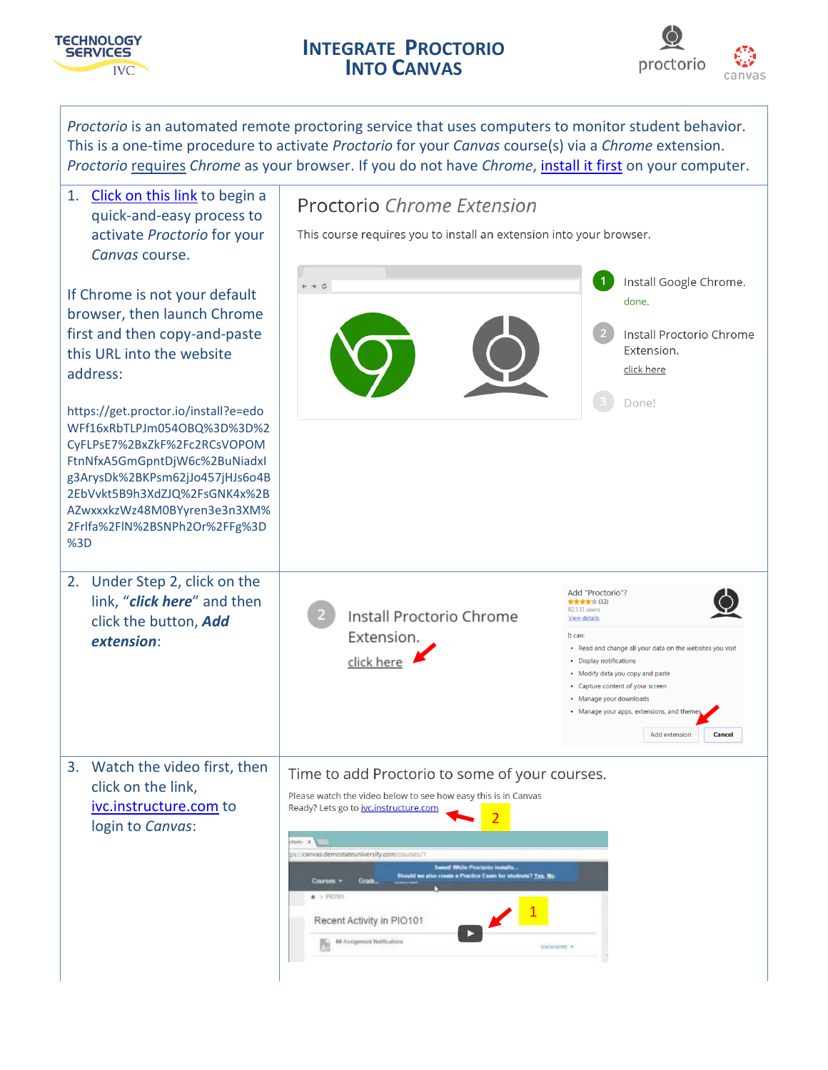# Integrate Proctorio Into Canvas

*Proctorio* is an automated remote proctoring service that uses computers to monitor student behavior. This is a one-time procedure to activate *Proctorio* for your *Canvas* course(s) via a *Chrome* extension. *Proctorio* requires *Chrome* as your browser. If you do not have *Chrome*, install it first on your computer.

1. Click on this link to begin a quick-and-easy process to activate *Proctorio* for your *Canvas* course.

   If Chrome is not your default browser, then launch Chrome first and then copy-and-paste this URL into the website address:

   https://get.proctor.io/install?e=edoWFf16xRbTLPJm054OBQ%3D%3D%2CyFLPsE7%2BxZkF%2Fc2RCsVOPOMFtnNfxA5GmGpntDjW6c%2BuNiadxIg3ArysDk%2BKPsm62jJo457jHJs6o4B2EbVvkt5B9h3XdZJQ%2FsGNK4x%2BAZwxxxkzWz48M0BYyren3e3n3XM%2Frlfa%2FlN%2BSNPh2Or%2FFg%3D%3D

2. Under Step 2, click on the link, "***click here***" and then click the button, ***Add extension***:

3. Watch the video first, then click on the link, ivc.instructure.com to login to *Canvas*: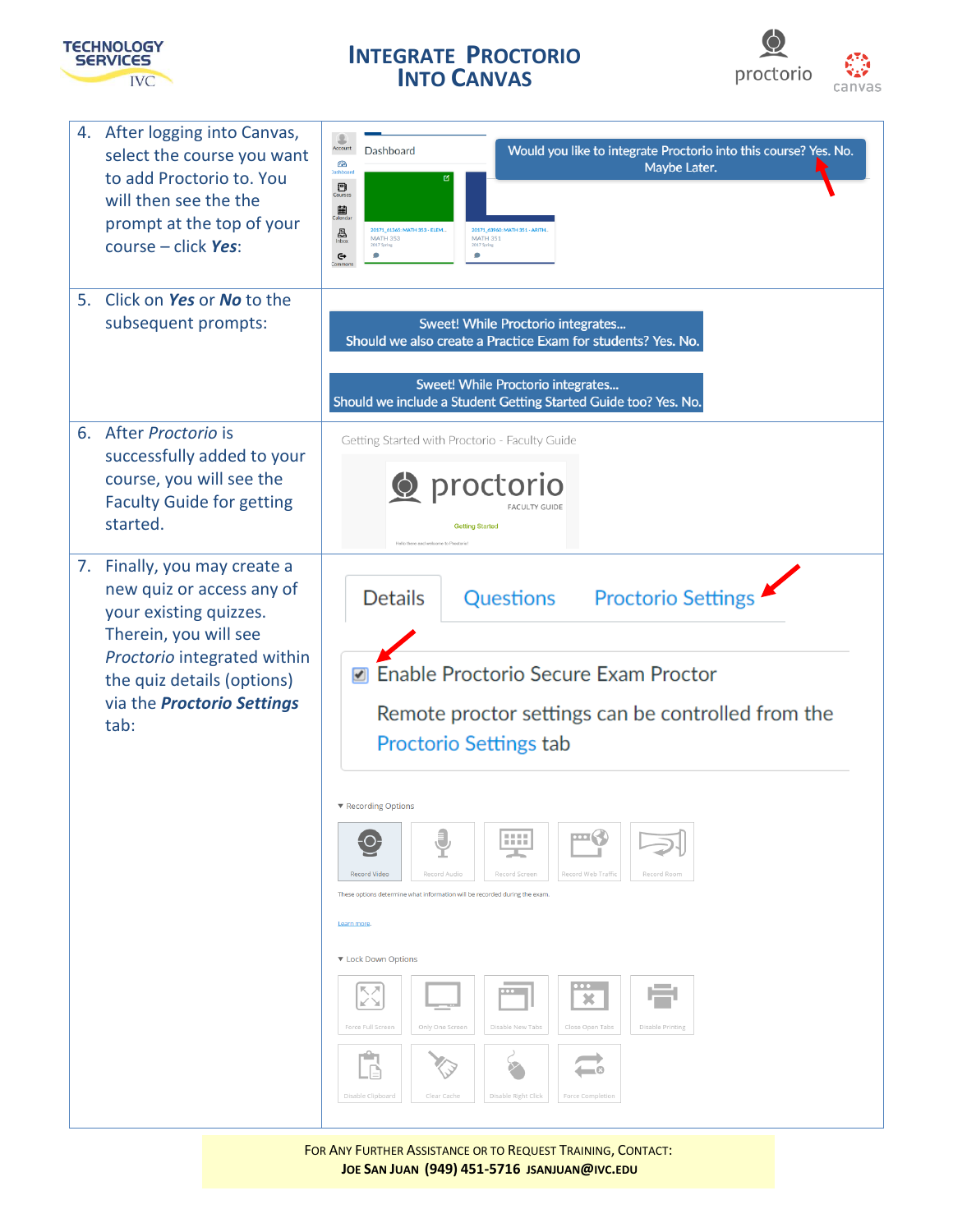# INTEGRATE PROCTORIO INTO CANVAS

| | |
|---|---|
| 4. After logging into Canvas, select the course you want to add Proctorio to. You will then see the the prompt at the top of your course – click ***Yes***: | Would you like to integrate Proctorio into this course? Yes. No. Maybe Later. |
| 5. Click on ***Yes*** or ***No*** to the subsequent prompts: | Sweet! While Proctorio integrates... Should we also create a Practice Exam for students? Yes. No.<br><br>Sweet! While Proctorio integrates... Should we include a Student Getting Started Guide too? Yes. No. |
| 6. After *Proctorio* is successfully added to your course, you will see the Faculty Guide for getting started. | Getting Started with Proctorio - Faculty Guide |
| 7. Finally, you may create a new quiz or access any of your existing quizzes. Therein, you will see *Proctorio* integrated within the quiz details (options) via the ***Proctorio Settings*** tab: | Details &nbsp; Questions &nbsp; Proctorio Settings<br><br>Enable Proctorio Secure Exam Proctor<br><br>Remote proctor settings can be controlled from the Proctorio Settings tab<br><br>Recording Options<br>Record Video, Record Audio, Record Screen, Record Web Traffic, Record Room<br>These options determine what information will be recorded during the exam.<br>Learn more.<br><br>Lock Down Options<br>Force Full Screen, Only One Screen, Disable New Tabs, Close Open Tabs, Disable Printing, Disable Clipboard, Clear Cache, Disable Right Click, Force Completion |

FOR ANY FURTHER ASSISTANCE OR TO REQUEST TRAINING, CONTACT:
**JOE SAN JUAN (949) 451-5716 JSANJUAN@IVC.EDU**